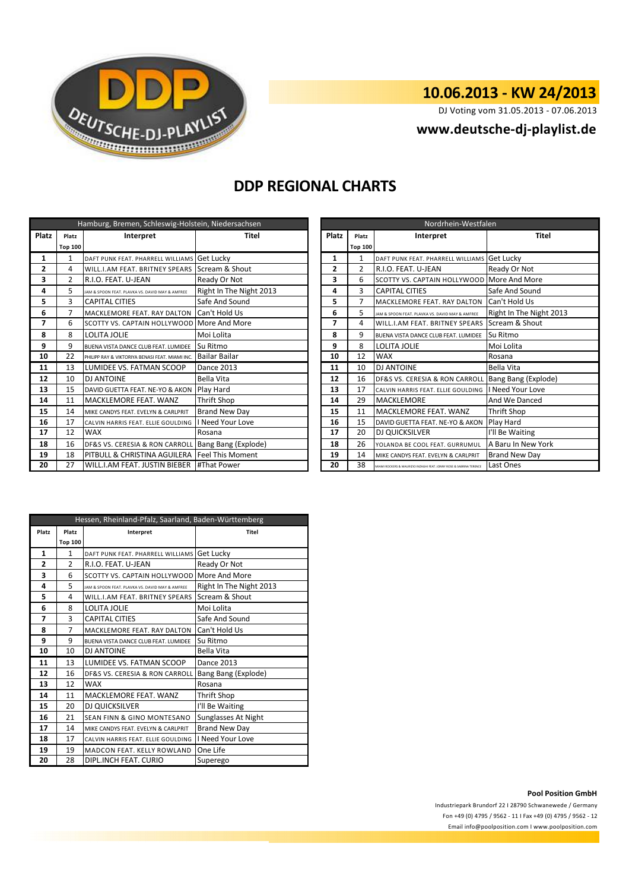# 10.06.2013 - KW 24/2013

DJ Voting vom 31.05.2013 - 07.06.2013

**www.deutsche-dj-playlist.de**

## DDP REGIONAL CHARTS

| Hamburg, Bremen, Schleswig-Holstein, Niedersachsen | | | |
|---|---|---|---|
| Platz | Platz Top 100 | Interpret | Titel |
| 1 | 1 | DAFT PUNK FEAT. PHARRELL WILLIAMS | Get Lucky |
| 2 | 4 | WILL.I.AM FEAT. BRITNEY SPEARS | Scream & Shout |
| 3 | 2 | R.I.O. FEAT. U-JEAN | Ready Or Not |
| 4 | 5 | JAM & SPOON FEAT. PLAVKA VS. DAVID MAY & AMFREE | Right In The Night 2013 |
| 5 | 3 | CAPITAL CITIES | Safe And Sound |
| 6 | 7 | MACKLEMORE FEAT. RAY DALTON | Can't Hold Us |
| 7 | 6 | SCOTTY VS. CAPTAIN HOLLYWOOD | More And More |
| 8 | 8 | LOLITA JOLIE | Moi Lolita |
| 9 | 9 | BUENA VISTA DANCE CLUB FEAT. LUMIDEE | Su Ritmo |
| 10 | 22 | PHILIPP RAY & VIKTORIYA BENASI FEAT. MIAMI INC. | Bailar Bailar |
| 11 | 13 | LUMIDEE VS. FATMAN SCOOP | Dance 2013 |
| 12 | 10 | DJ ANTOINE | Bella Vita |
| 13 | 15 | DAVID GUETTA FEAT. NE-YO & AKON | Play Hard |
| 14 | 11 | MACKLEMORE FEAT. WANZ | Thrift Shop |
| 15 | 14 | MIKE CANDYS FEAT. EVELYN & CARLPRIT | Brand New Day |
| 16 | 17 | CALVIN HARRIS FEAT. ELLIE GOULDING | I Need Your Love |
| 17 | 12 | WAX | Rosana |
| 18 | 16 | DF&S VS. CERESIA & RON CARROLL | Bang Bang (Explode) |
| 19 | 18 | PITBULL & CHRISTINA AGUILERA | Feel This Moment |
| 20 | 27 | WILL.I.AM FEAT. JUSTIN BIEBER | #That Power |

| Nordrhein-Westfalen | | | |
|---|---|---|---|
| Platz | Platz Top 100 | Interpret | Titel |
| 1 | 1 | DAFT PUNK FEAT. PHARRELL WILLIAMS | Get Lucky |
| 2 | 2 | R.I.O. FEAT. U-JEAN | Ready Or Not |
| 3 | 6 | SCOTTY VS. CAPTAIN HOLLYWOOD | More And More |
| 4 | 3 | CAPITAL CITIES | Safe And Sound |
| 5 | 7 | MACKLEMORE FEAT. RAY DALTON | Can't Hold Us |
| 6 | 5 | JAM & SPOON FEAT. PLAVKA VS. DAVID MAY & AMFREE | Right In The Night 2013 |
| 7 | 4 | WILL.I.AM FEAT. BRITNEY SPEARS | Scream & Shout |
| 8 | 9 | BUENA VISTA DANCE CLUB FEAT. LUMIDEE | Su Ritmo |
| 9 | 8 | LOLITA JOLIE | Moi Lolita |
| 10 | 12 | WAX | Rosana |
| 11 | 10 | DJ ANTOINE | Bella Vita |
| 12 | 16 | DF&S VS. CERESIA & RON CARROLL | Bang Bang (Explode) |
| 13 | 17 | CALVIN HARRIS FEAT. ELLIE GOULDING | I Need Your Love |
| 14 | 29 | MACKLEMORE | And We Danced |
| 15 | 11 | MACKLEMORE FEAT. WANZ | Thrift Shop |
| 16 | 15 | DAVID GUETTA FEAT. NE-YO & AKON | Play Hard |
| 17 | 20 | DJ QUICKSILVER | I'll Be Waiting |
| 18 | 26 | YOLANDA BE COOL FEAT. GURRUMUL | A Baru In New York |
| 19 | 14 | MIKE CANDYS FEAT. EVELYN & CARLPRIT | Brand New Day |
| 20 | 38 | MIAMI ROCKERS & MAURIZIO INZAGHI FEAT. JONNY ROSE & SABRINA TERENCE | Last Ones |

| Hessen, Rheinland-Pfalz, Saarland, Baden-Württemberg | | | |
|---|---|---|---|
| Platz | Platz Top 100 | Interpret | Titel |
| 1 | 1 | DAFT PUNK FEAT. PHARRELL WILLIAMS | Get Lucky |
| 2 | 2 | R.I.O. FEAT. U-JEAN | Ready Or Not |
| 3 | 6 | SCOTTY VS. CAPTAIN HOLLYWOOD | More And More |
| 4 | 5 | JAM & SPOON FEAT. PLAVKA VS. DAVID MAY & AMFREE | Right In The Night 2013 |
| 5 | 4 | WILL.I.AM FEAT. BRITNEY SPEARS | Scream & Shout |
| 6 | 8 | LOLITA JOLIE | Moi Lolita |
| 7 | 3 | CAPITAL CITIES | Safe And Sound |
| 8 | 7 | MACKLEMORE FEAT. RAY DALTON | Can't Hold Us |
| 9 | 9 | BUENA VISTA DANCE CLUB FEAT. LUMIDEE | Su Ritmo |
| 10 | 10 | DJ ANTOINE | Bella Vita |
| 11 | 13 | LUMIDEE VS. FATMAN SCOOP | Dance 2013 |
| 12 | 16 | DF&S VS. CERESIA & RON CARROLL | Bang Bang (Explode) |
| 13 | 12 | WAX | Rosana |
| 14 | 11 | MACKLEMORE FEAT. WANZ | Thrift Shop |
| 15 | 20 | DJ QUICKSILVER | I'll Be Waiting |
| 16 | 21 | SEAN FINN & GINO MONTESANO | Sunglasses At Night |
| 17 | 14 | MIKE CANDYS FEAT. EVELYN & CARLPRIT | Brand New Day |
| 18 | 17 | CALVIN HARRIS FEAT. ELLIE GOULDING | I Need Your Love |
| 19 | 19 | MADCON FEAT. KELLY ROWLAND | One Life |
| 20 | 28 | DIPL.INCH FEAT. CURIO | Superego |

**Pool Position GmbH**

Industriepark Brundorf 22 I 28790 Schwanewede / Germany

Fon +49 (0) 4795 / 9562 - 11 I Fax +49 (0) 4795 / 9562 - 12

Email info@poolposition.com I www.poolposition.com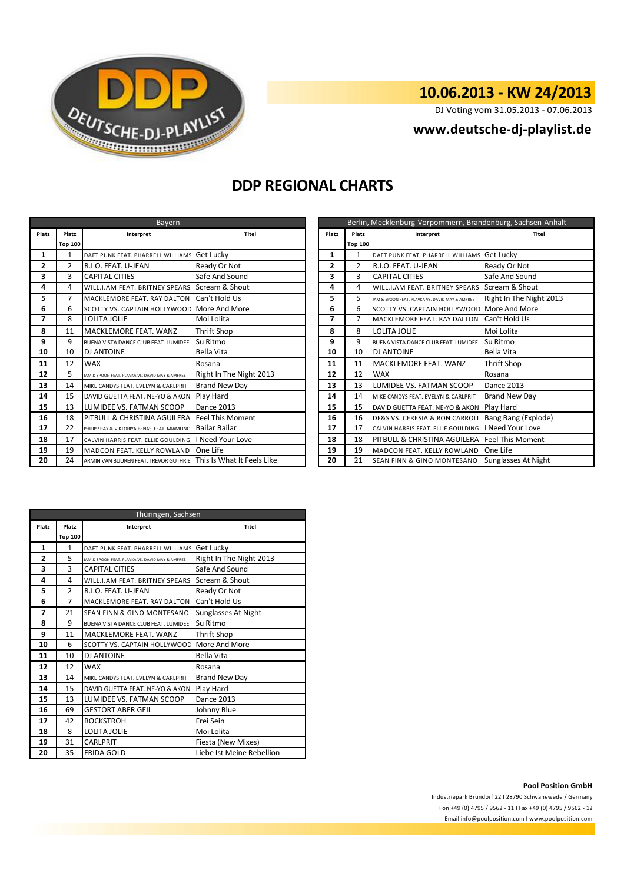## 10.06.2013 - KW 24/2013

DJ Voting vom 31.05.2013 - 07.06.2013

**www.deutsche-dj-playlist.de**

# DDP REGIONAL CHARTS

| Bayern | | | |
|---|---|---|---|
| Platz | Platz Top 100 | Interpret | Titel |
| 1 | 1 | DAFT PUNK FEAT. PHARRELL WILLIAMS | Get Lucky |
| 2 | 2 | R.I.O. FEAT. U-JEAN | Ready Or Not |
| 3 | 3 | CAPITAL CITIES | Safe And Sound |
| 4 | 4 | WILL.I.AM FEAT. BRITNEY SPEARS | Scream & Shout |
| 5 | 7 | MACKLEMORE FEAT. RAY DALTON | Can't Hold Us |
| 6 | 6 | SCOTTY VS. CAPTAIN HOLLYWOOD | More And More |
| 7 | 8 | LOLITA JOLIE | Moi Lolita |
| 8 | 11 | MACKLEMORE FEAT. WANZ | Thrift Shop |
| 9 | 9 | BUENA VISTA DANCE CLUB FEAT. LUMIDEE | Su Ritmo |
| 10 | 10 | DJ ANTOINE | Bella Vita |
| 11 | 12 | WAX | Rosana |
| 12 | 5 | JAM & SPOON FEAT. PLAVKA VS. DAVID MAY & AMFREE | Right In The Night 2013 |
| 13 | 14 | MIKE CANDYS FEAT. EVELYN & CARLPRIT | Brand New Day |
| 14 | 15 | DAVID GUETTA FEAT. NE-YO & AKON | Play Hard |
| 15 | 13 | LUMIDEE VS. FATMAN SCOOP | Dance 2013 |
| 16 | 18 | PITBULL & CHRISTINA AGUILERA | Feel This Moment |
| 17 | 22 | PHILIPP RAY & VIKTORIYA BENASI FEAT. MIAMI INC. | Bailar Bailar |
| 18 | 17 | CALVIN HARRIS FEAT. ELLIE GOULDING | I Need Your Love |
| 19 | 19 | MADCON FEAT. KELLY ROWLAND | One Life |
| 20 | 24 | ARMIN VAN BUUREN FEAT. TREVOR GUTHRIE | This Is What It Feels Like |

| Berlin, Mecklenburg-Vorpommern, Brandenburg, Sachsen-Anhalt | | | |
|---|---|---|---|
| Platz | Platz Top 100 | Interpret | Titel |
| 1 | 1 | DAFT PUNK FEAT. PHARRELL WILLIAMS | Get Lucky |
| 2 | 2 | R.I.O. FEAT. U-JEAN | Ready Or Not |
| 3 | 3 | CAPITAL CITIES | Safe And Sound |
| 4 | 4 | WILL.I.AM FEAT. BRITNEY SPEARS | Scream & Shout |
| 5 | 5 | JAM & SPOON FEAT. PLAVKA VS. DAVID MAY & AMFREE | Right In The Night 2013 |
| 6 | 6 | SCOTTY VS. CAPTAIN HOLLYWOOD | More And More |
| 7 | 7 | MACKLEMORE FEAT. RAY DALTON | Can't Hold Us |
| 8 | 8 | LOLITA JOLIE | Moi Lolita |
| 9 | 9 | BUENA VISTA DANCE CLUB FEAT. LUMIDEE | Su Ritmo |
| 10 | 10 | DJ ANTOINE | Bella Vita |
| 11 | 11 | MACKLEMORE FEAT. WANZ | Thrift Shop |
| 12 | 12 | WAX | Rosana |
| 13 | 13 | LUMIDEE VS. FATMAN SCOOP | Dance 2013 |
| 14 | 14 | MIKE CANDYS FEAT. EVELYN & CARLPRIT | Brand New Day |
| 15 | 15 | DAVID GUETTA FEAT. NE-YO & AKON | Play Hard |
| 16 | 16 | DF&S VS. CERESIA & RON CARROLL | Bang Bang (Explode) |
| 17 | 17 | CALVIN HARRIS FEAT. ELLIE GOULDING | I Need Your Love |
| 18 | 18 | PITBULL & CHRISTINA AGUILERA | Feel This Moment |
| 19 | 19 | MADCON FEAT. KELLY ROWLAND | One Life |
| 20 | 21 | SEAN FINN & GINO MONTESANO | Sunglasses At Night |

| Thüringen, Sachsen | | | |
|---|---|---|---|
| Platz | Platz Top 100 | Interpret | Titel |
| 1 | 1 | DAFT PUNK FEAT. PHARRELL WILLIAMS | Get Lucky |
| 2 | 5 | JAM & SPOON FEAT. PLAVKA VS. DAVID MAY & AMFREE | Right In The Night 2013 |
| 3 | 3 | CAPITAL CITIES | Safe And Sound |
| 4 | 4 | WILL.I.AM FEAT. BRITNEY SPEARS | Scream & Shout |
| 5 | 2 | R.I.O. FEAT. U-JEAN | Ready Or Not |
| 6 | 7 | MACKLEMORE FEAT. RAY DALTON | Can't Hold Us |
| 7 | 21 | SEAN FINN & GINO MONTESANO | Sunglasses At Night |
| 8 | 9 | BUENA VISTA DANCE CLUB FEAT. LUMIDEE | Su Ritmo |
| 9 | 11 | MACKLEMORE FEAT. WANZ | Thrift Shop |
| 10 | 6 | SCOTTY VS. CAPTAIN HOLLYWOOD | More And More |
| 11 | 10 | DJ ANTOINE | Bella Vita |
| 12 | 12 | WAX | Rosana |
| 13 | 14 | MIKE CANDYS FEAT. EVELYN & CARLPRIT | Brand New Day |
| 14 | 15 | DAVID GUETTA FEAT. NE-YO & AKON | Play Hard |
| 15 | 13 | LUMIDEE VS. FATMAN SCOOP | Dance 2013 |
| 16 | 69 | GESTÖRT ABER GEIL | Johnny Blue |
| 17 | 42 | ROCKSTROH | Frei Sein |
| 18 | 8 | LOLITA JOLIE | Moi Lolita |
| 19 | 31 | CARLPRIT | Fiesta (New Mixes) |
| 20 | 35 | FRIDA GOLD | Liebe Ist Meine Rebellion |

**Pool Position GmbH**

Industriepark Brundorf 22 I 28790 Schwanewede / Germany

Fon +49 (0) 4795 / 9562 - 11 I Fax +49 (0) 4795 / 9562 - 12

Email info@poolposition.com I www.poolposition.com